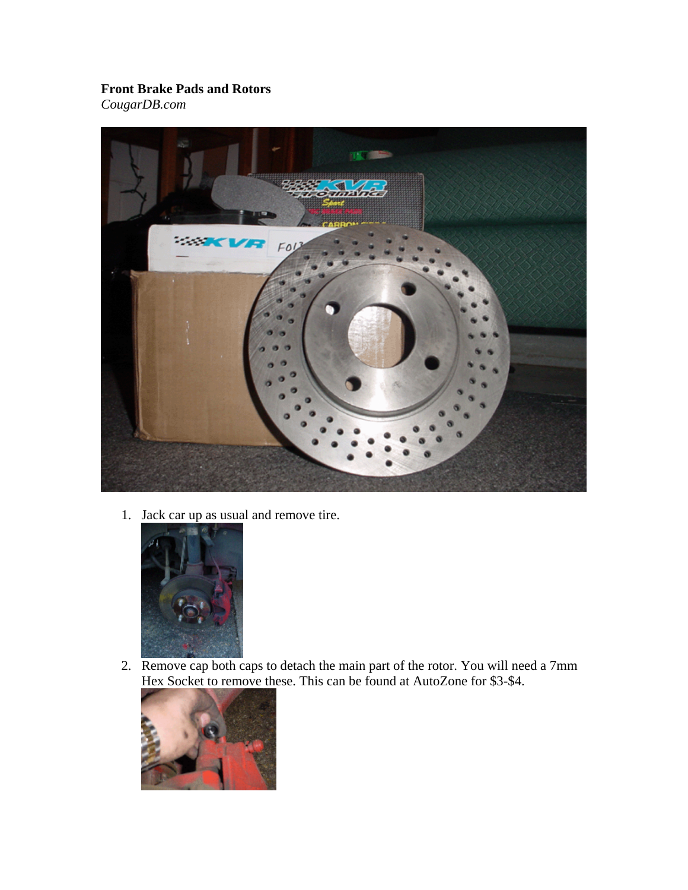**Front Brake Pads and Rotors**
*CougarDB.com*

1. Jack car up as usual and remove tire.
2. Remove cap both caps to detach the main part of the rotor. You will need a 7mm Hex Socket to remove these. This can be found at AutoZone for $3-$4.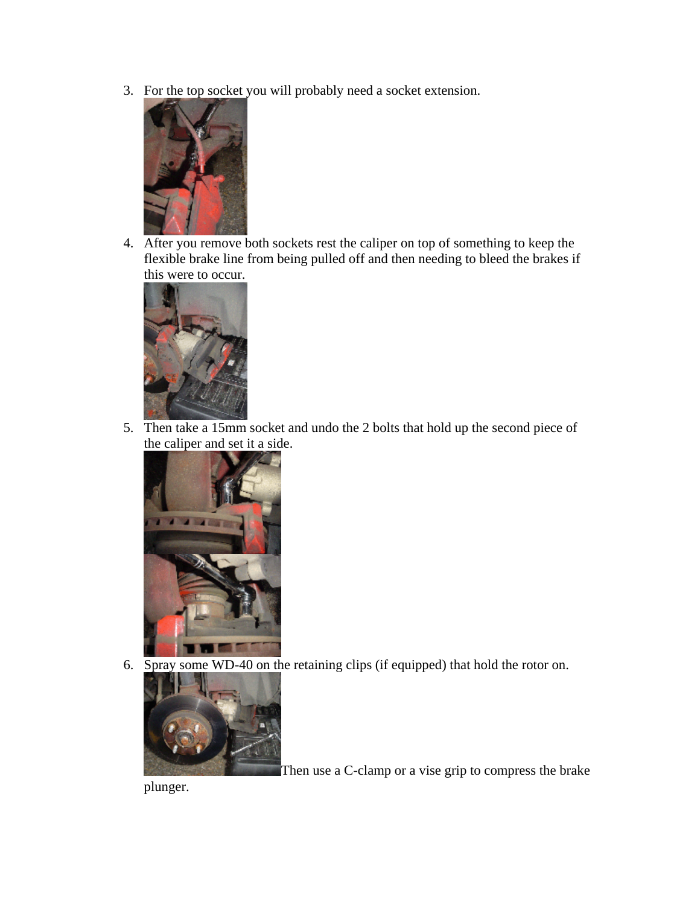3. For the top socket you will probably need a socket extension.

4. After you remove both sockets rest the caliper on top of something to keep the flexible brake line from being pulled off and then needing to bleed the brakes if this were to occur.

5. Then take a 15mm socket and undo the 2 bolts that hold up the second piece of the caliper and set it a side.

6. Spray some WD-40 on the retaining clips (if equipped) that hold the rotor on.

   Then use a C-clamp or a vise grip to compress the brake plunger.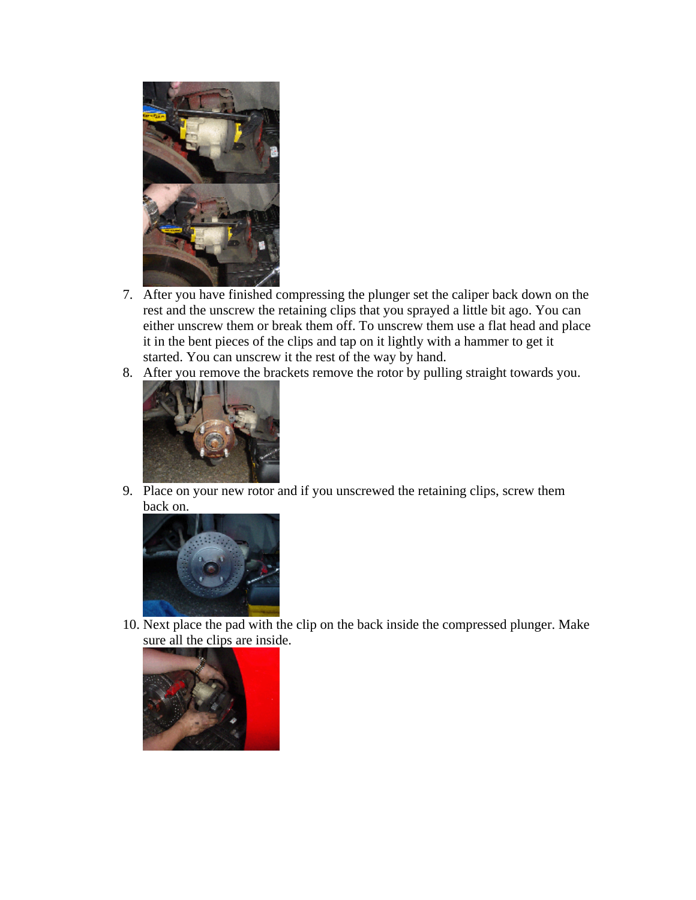7. After you have finished compressing the plunger set the caliper back down on the rest and the unscrew the retaining clips that you sprayed a little bit ago. You can either unscrew them or break them off. To unscrew them use a flat head and place it in the bent pieces of the clips and tap on it lightly with a hammer to get it started. You can unscrew it the rest of the way by hand.
8. After you remove the brackets remove the rotor by pulling straight towards you.
9. Place on your new rotor and if you unscrewed the retaining clips, screw them back on.
10. Next place the pad with the clip on the back inside the compressed plunger. Make sure all the clips are inside.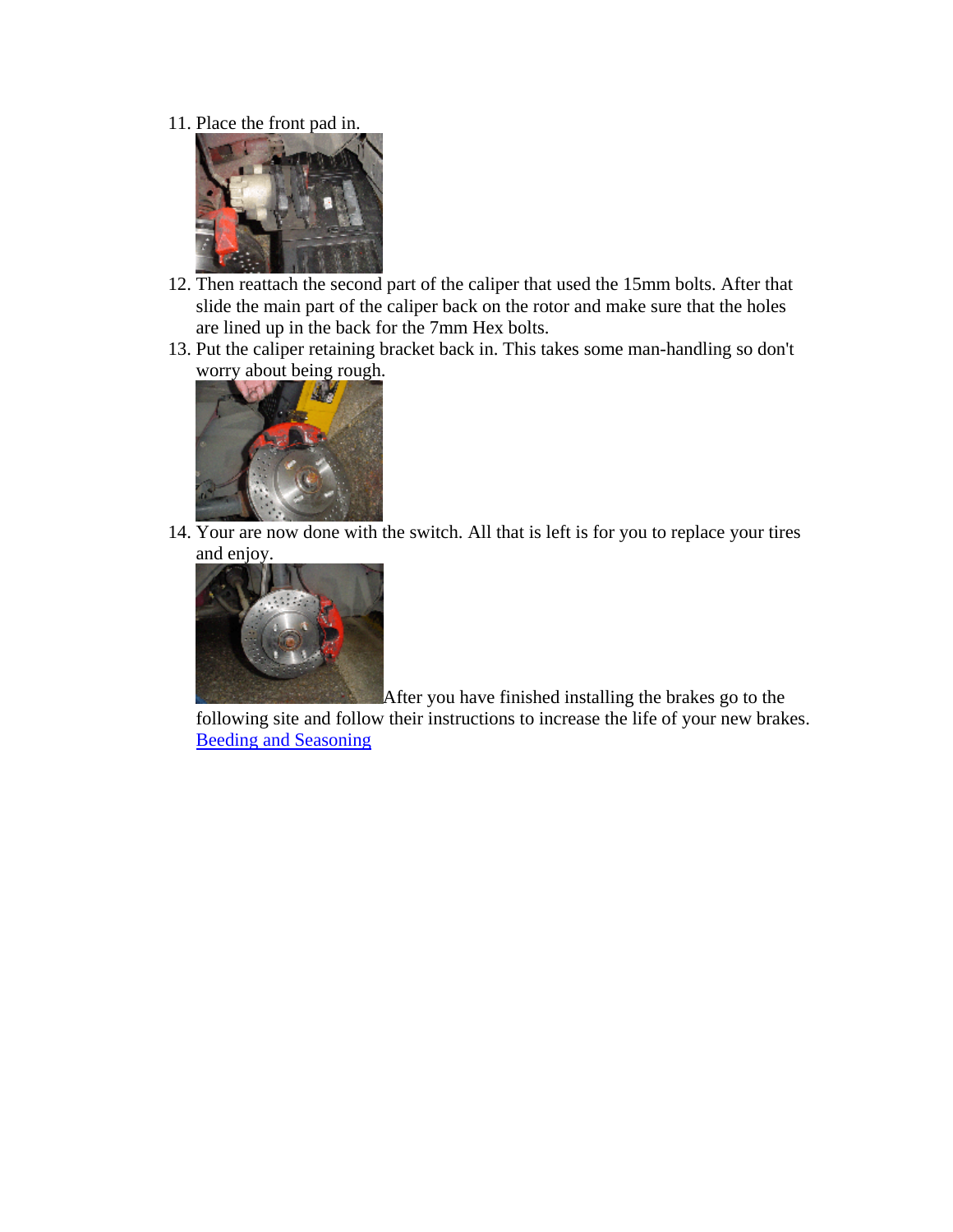11. Place the front pad in.
12. Then reattach the second part of the caliper that used the 15mm bolts. After that slide the main part of the caliper back on the rotor and make sure that the holes are lined up in the back for the 7mm Hex bolts.
13. Put the caliper retaining bracket back in. This takes some man-handling so don't worry about being rough.
14. Your are now done with the switch. All that is left is for you to replace your tires and enjoy.

    After you have finished installing the brakes go to the following site and follow their instructions to increase the life of your new brakes. Beeding and Seasoning